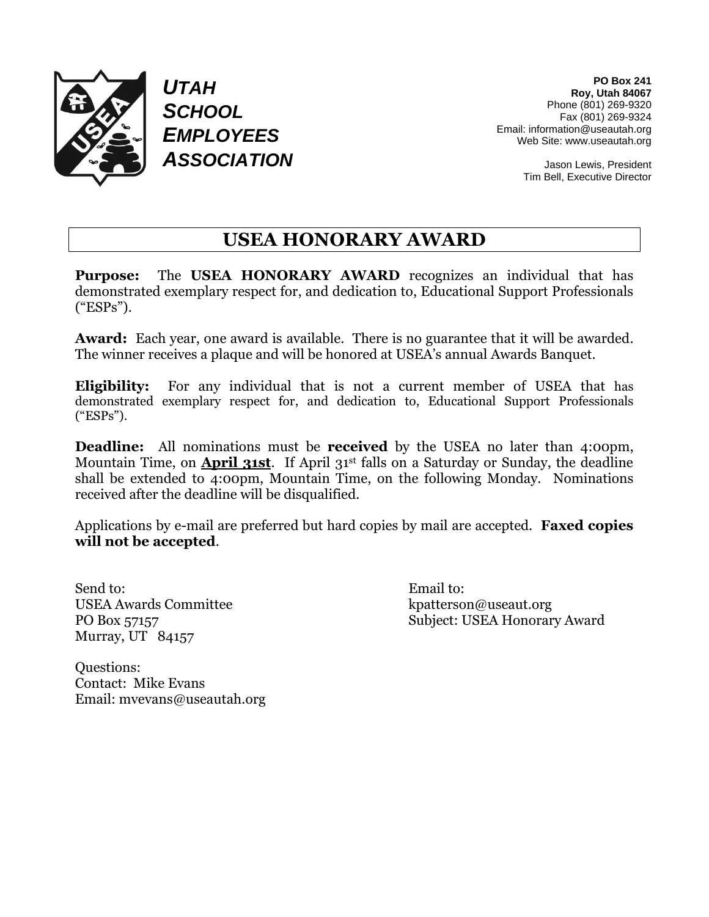***UTAH SCHOOL EMPLOYEES ASSOCIATION***

**PO Box 241**
**Roy, Utah 84067**
Phone (801) 269-9320
Fax (801) 269-9324
Email: information@useautah.org
Web Site: www.useautah.org

Jason Lewis, President
Tim Bell, Executive Director

# USEA HONORARY AWARD

**Purpose:** The **USEA HONORARY AWARD** recognizes an individual that has demonstrated exemplary respect for, and dedication to, Educational Support Professionals ("ESPs").

**Award:** Each year, one award is available. There is no guarantee that it will be awarded. The winner receives a plaque and will be honored at USEA's annual Awards Banquet.

**Eligibility:** For any individual that is not a current member of USEA that has demonstrated exemplary respect for, and dedication to, Educational Support Professionals ("ESPs").

**Deadline:** All nominations must be **received** by the USEA no later than 4:00pm, Mountain Time, on **April 31st**. If April 31st falls on a Saturday or Sunday, the deadline shall be extended to 4:00pm, Mountain Time, on the following Monday. Nominations received after the deadline will be disqualified.

Applications by e-mail are preferred but hard copies by mail are accepted. **Faxed copies will not be accepted**.

Send to:
USEA Awards Committee
PO Box 57157
Murray, UT 84157

Email to:
kpatterson@useaut.org
Subject: USEA Honorary Award

Questions:
Contact: Mike Evans
Email: mvevans@useautah.org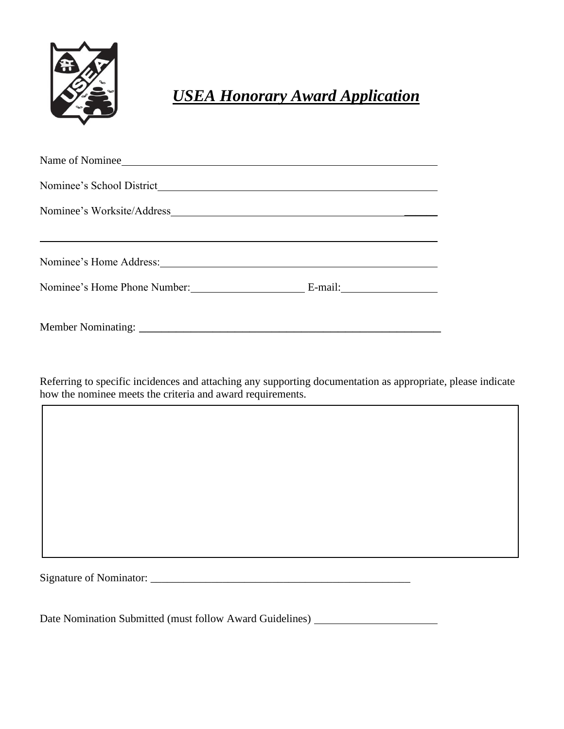# ***USEA Honorary Award Application***

Name of Nominee\_\_\_\_\_\_\_\_\_\_\_\_\_\_\_\_\_\_\_\_\_\_\_\_\_\_\_\_\_\_\_\_\_\_\_\_\_\_\_\_\_\_\_\_\_\_\_\_\_\_\_\_

Nominee's School District\_\_\_\_\_\_\_\_\_\_\_\_\_\_\_\_\_\_\_\_\_\_\_\_\_\_\_\_\_\_\_\_\_\_\_\_\_\_\_\_\_\_\_\_\_

Nominee's Worksite/Address\_\_\_\_\_\_\_\_\_\_\_\_\_\_\_\_\_\_\_\_\_\_\_\_\_\_\_\_\_\_\_\_\_\_\_\_\_\_\_\_\_\_\_

\_\_\_\_\_\_\_\_\_\_\_\_\_\_\_\_\_\_\_\_\_\_\_\_\_\_\_\_\_\_\_\_\_\_\_\_\_\_\_\_\_\_\_\_\_\_\_\_\_\_\_\_\_\_\_\_\_\_\_\_\_\_\_\_\_\_

Nominee's Home Address:\_\_\_\_\_\_\_\_\_\_\_\_\_\_\_\_\_\_\_\_\_\_\_\_\_\_\_\_\_\_\_\_\_\_\_\_\_\_\_\_\_\_\_\_\_

Nominee's Home Phone Number:\_\_\_\_\_\_\_\_\_\_\_\_\_\_\_\_\_\_\_\_ E-mail:\_\_\_\_\_\_\_\_\_\_\_\_\_\_\_\_

Member Nominating: \_\_\_\_\_\_\_\_\_\_\_\_\_\_\_\_\_\_\_\_\_\_\_\_\_\_\_\_\_\_\_\_\_\_\_\_\_\_\_\_\_\_\_\_\_\_\_\_

Referring to specific incidences and attaching any supporting documentation as appropriate, please indicate how the nominee meets the criteria and award requirements.

| |
|---|
| |

Signature of Nominator: \_\_\_\_\_\_\_\_\_\_\_\_\_\_\_\_\_\_\_\_\_\_\_\_\_\_\_\_\_\_\_\_\_\_\_\_\_\_\_\_\_\_\_\_\_\_\_\_\_\_

Date Nomination Submitted (must follow Award Guidelines) \_\_\_\_\_\_\_\_\_\_\_\_\_\_\_\_\_\_\_\_\_\_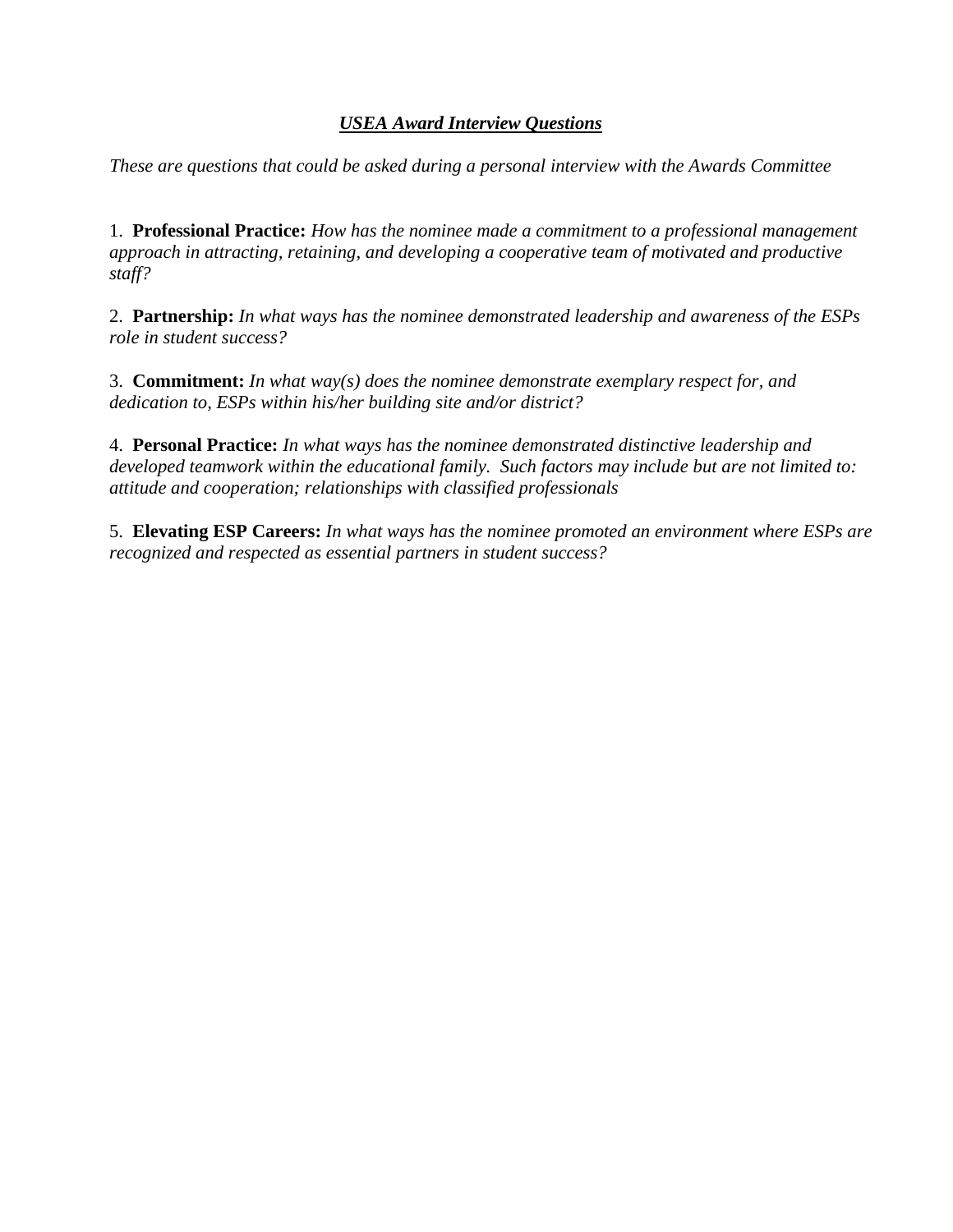## ***USEA Award Interview Questions***

*These are questions that could be asked during a personal interview with the Awards Committee*

1. **Professional Practice:** *How has the nominee made a commitment to a professional management approach in attracting, retaining, and developing a cooperative team of motivated and productive staff?*

2. **Partnership:** *In what ways has the nominee demonstrated leadership and awareness of the ESPs role in student success?*

3. **Commitment:** *In what way(s) does the nominee demonstrate exemplary respect for, and dedication to, ESPs within his/her building site and/or district?*

4. **Personal Practice:** *In what ways has the nominee demonstrated distinctive leadership and developed teamwork within the educational family. Such factors may include but are not limited to: attitude and cooperation; relationships with classified professionals*

5. **Elevating ESP Careers:** *In what ways has the nominee promoted an environment where ESPs are recognized and respected as essential partners in student success?*